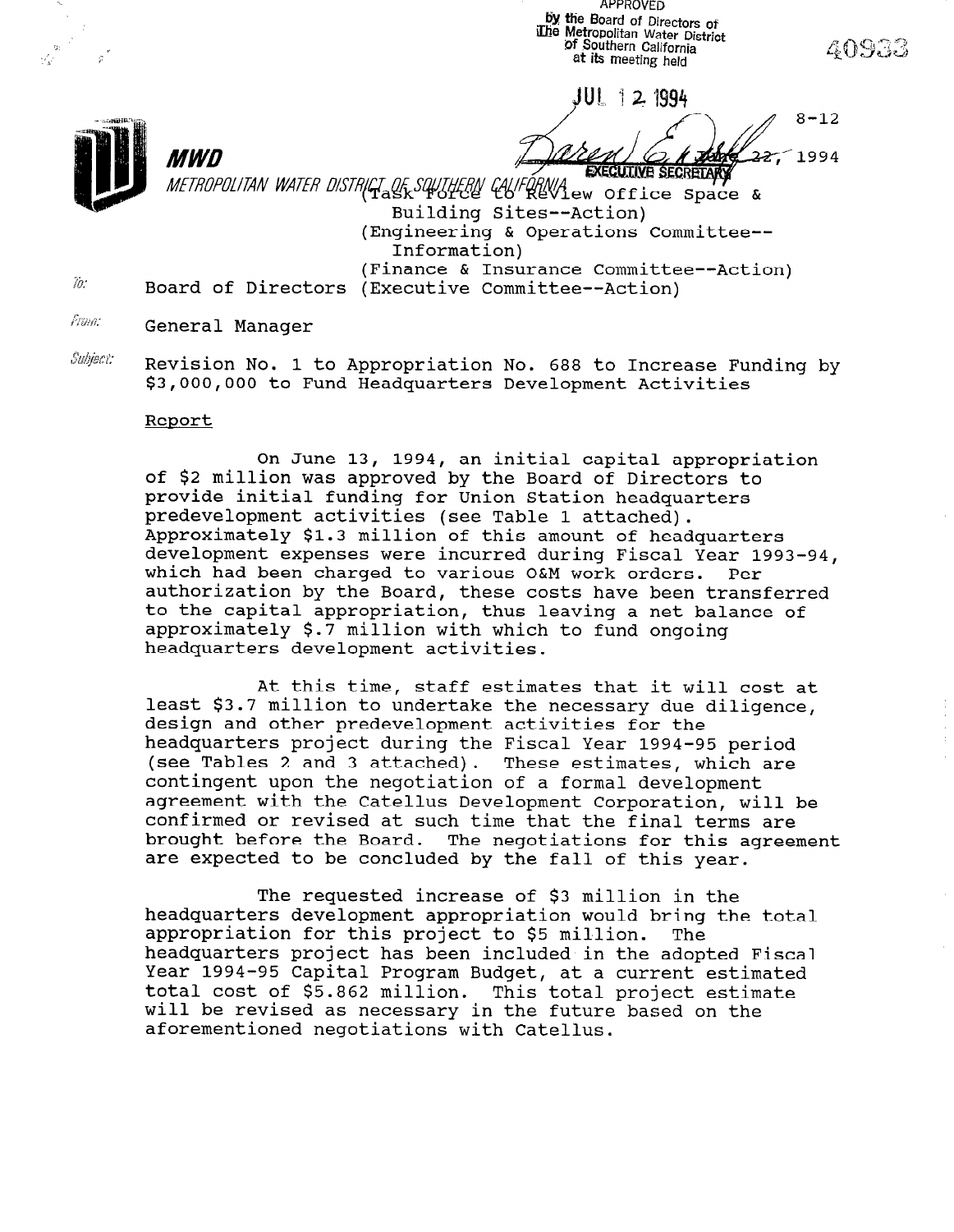APPROVED
by the Board of Directors of
The Metropolitan Water District
of Southern California
at its meeting held

JUL 12 1994

EXECUTIVE SECRETARY

40933

8-12

June 22, 1994

**MWD**

METROPOLITAN WATER DISTRICT OF SOUTHERN CALIFORNIA

(Task Force to Review Office Space & Building Sites--Action)
(Engineering & Operations Committee--Information)
(Finance & Insurance Committee--Action)

To: Board of Directors (Executive Committee--Action)

From: General Manager

Subject: Revision No. 1 to Appropriation No. 688 to Increase Funding by $3,000,000 to Fund Headquarters Development Activities

Report

On June 13, 1994, an initial capital appropriation of $2 million was approved by the Board of Directors to provide initial funding for Union Station headquarters predevelopment activities (see Table 1 attached). Approximately $1.3 million of this amount of headquarters development expenses were incurred during Fiscal Year 1993-94, which had been charged to various O&M work orders. Per authorization by the Board, these costs have been transferred to the capital appropriation, thus leaving a net balance of approximately $.7 million with which to fund ongoing headquarters development activities.

At this time, staff estimates that it will cost at least $3.7 million to undertake the necessary due diligence, design and other predevelopment activities for the headquarters project during the Fiscal Year 1994-95 period (see Tables 2 and 3 attached). These estimates, which are contingent upon the negotiation of a formal development agreement with the Catellus Development Corporation, will be confirmed or revised at such time that the final terms are brought before the Board. The negotiations for this agreement are expected to be concluded by the fall of this year.

The requested increase of $3 million in the headquarters development appropriation would bring the total appropriation for this project to $5 million. The headquarters project has been included in the adopted Fiscal Year 1994-95 Capital Program Budget, at a current estimated total cost of $5.862 million. This total project estimate will be revised as necessary in the future based on the aforementioned negotiations with Catellus.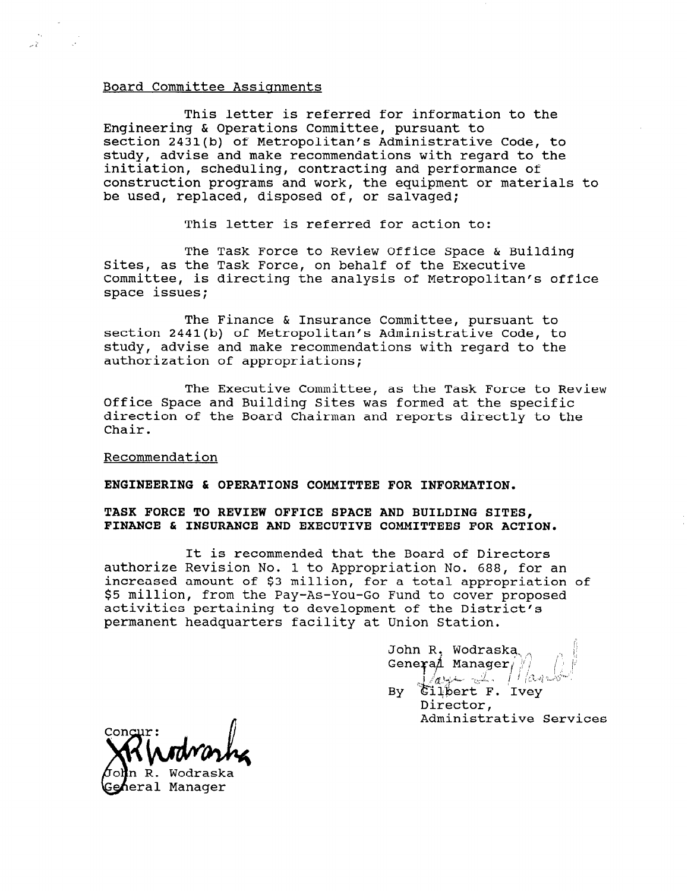Board Committee Assignments

This letter is referred for information to the Engineering & Operations Committee, pursuant to section 2431(b) of Metropolitan's Administrative Code, to study, advise and make recommendations with regard to the initiation, scheduling, contracting and performance of construction programs and work, the equipment or materials to be used, replaced, disposed of, or salvaged;

This letter is referred for action to:

The Task Force to Review Office Space & Building Sites, as the Task Force, on behalf of the Executive Committee, is directing the analysis of Metropolitan's office space issues;

The Finance & Insurance Committee, pursuant to section 2441(b) of Metropolitan's Administrative Code, to study, advise and make recommendations with regard to the authorization of appropriations;

The Executive Committee, as the Task Force to Review Office Space and Building Sites was formed at the specific direction of the Board Chairman and reports directly to the Chair.

Recommendation

**ENGINEERING & OPERATIONS COMMITTEE FOR INFORMATION.**

**TASK FORCE TO REVIEW OFFICE SPACE AND BUILDING SITES, FINANCE & INSURANCE AND EXECUTIVE COMMITTEES FOR ACTION.**

It is recommended that the Board of Directors authorize Revision No. 1 to Appropriation No. 688, for an increased amount of $3 million, for a total appropriation of $5 million, from the Pay-As-You-Go Fund to cover proposed activities pertaining to development of the District's permanent headquarters facility at Union Station.

John R. Wodraska
General Manager
By Gilbert F. Ivey
Director,
Administrative Services

Concur:
John R. Wodraska
General Manager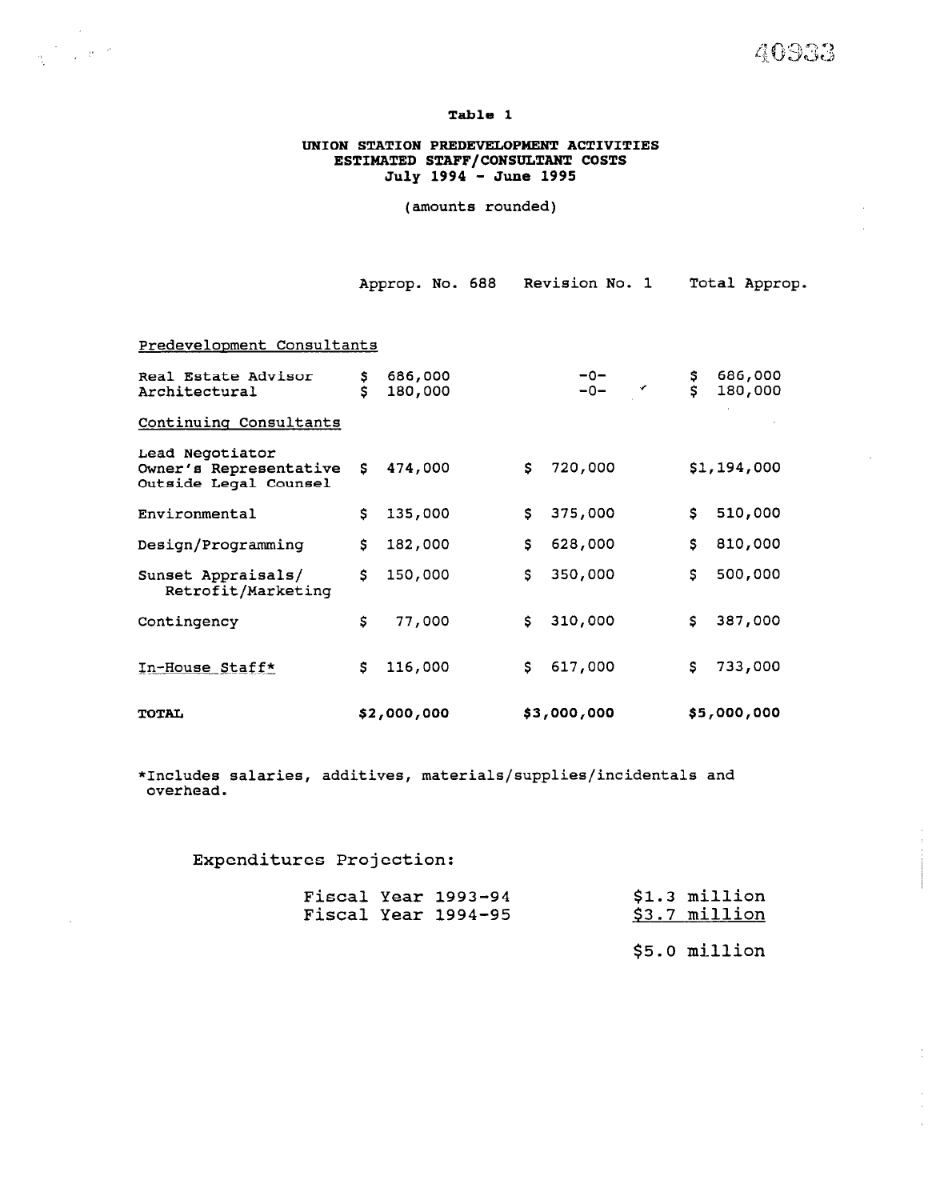**Table 1**

**UNION STATION PREDEVELOPMENT ACTIVITIES**
**ESTIMATED STAFF/CONSULTANT COSTS**
**July 1994 - June 1995**

(amounts rounded)

| | Approp. No. 688 | Revision No. 1 | Total Approp. |
|---|---|---|---|
| Predevelopment Consultants | | | |
| Real Estate Advisor | $ 686,000 | -0- | $ 686,000 |
| Architectural | $ 180,000 | -0- | $ 180,000 |
| Continuing Consultants | | | |
| Lead Negotiator Owner's Representative Outside Legal Counsel | $ 474,000 | $ 720,000 | $1,194,000 |
| Environmental | $ 135,000 | $ 375,000 | $ 510,000 |
| Design/Programming | $ 182,000 | $ 628,000 | $ 810,000 |
| Sunset Appraisals/ Retrofit/Marketing | $ 150,000 | $ 350,000 | $ 500,000 |
| Contingency | $ 77,000 | $ 310,000 | $ 387,000 |
| In-House Staff* | $ 116,000 | $ 617,000 | $ 733,000 |
| **TOTAL** | **$2,000,000** | **$3,000,000** | **$5,000,000** |

*Includes salaries, additives, materials/supplies/incidentals and overhead.

Expenditures Projection:

| | |
|---|---|
| Fiscal Year 1993-94 | $1.3 million |
| Fiscal Year 1994-95 | $3.7 million |
| | $5.0 million |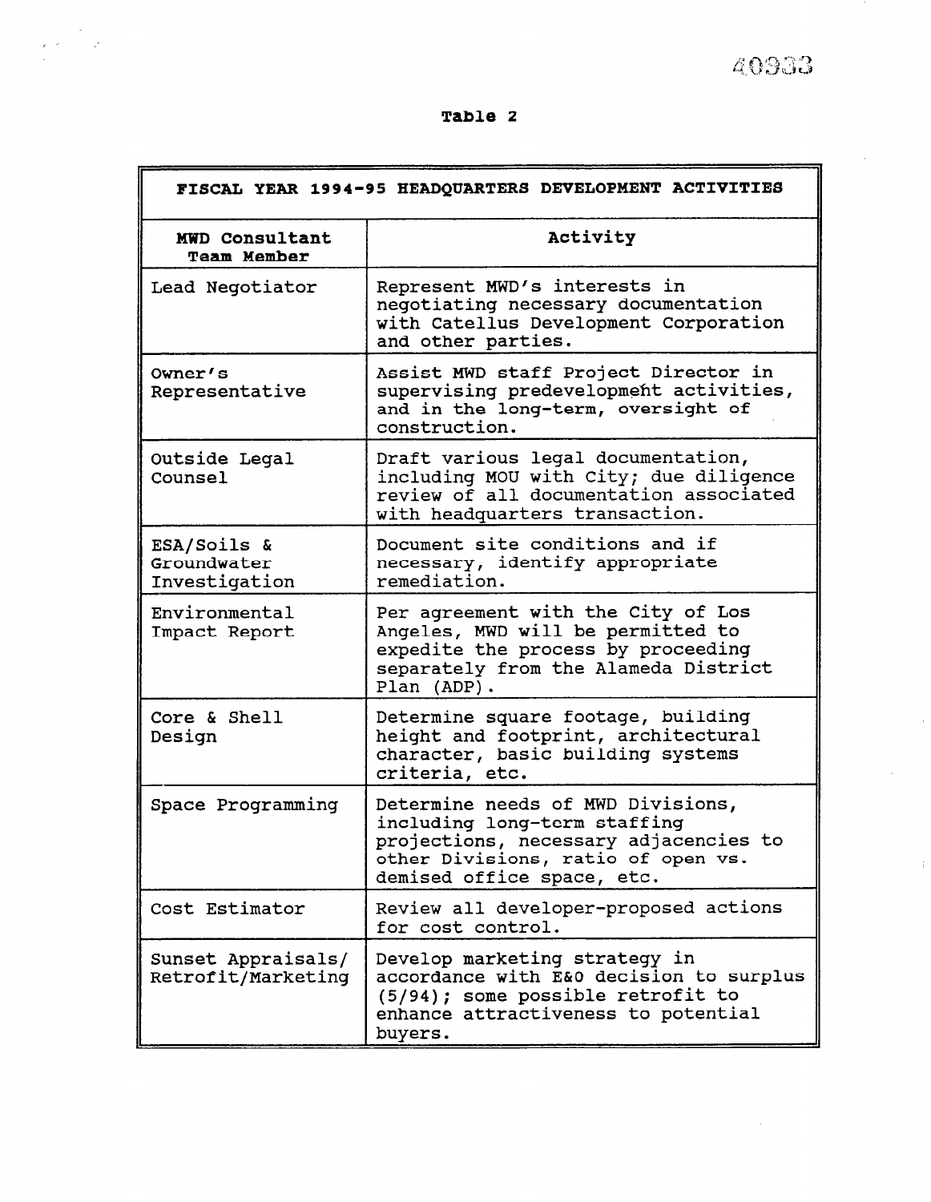**Table 2**

| FISCAL YEAR 1994-95 HEADQUARTERS DEVELOPMENT ACTIVITIES | |
|---|---|
| **MWD Consultant Team Member** | **Activity** |
| Lead Negotiator | Represent MWD's interests in negotiating necessary documentation with Catellus Development Corporation and other parties. |
| Owner's Representative | Assist MWD staff Project Director in supervising predevelopment activities, and in the long-term, oversight of construction. |
| Outside Legal Counsel | Draft various legal documentation, including MOU with City; due diligence review of all documentation associated with headquarters transaction. |
| ESA/Soils & Groundwater Investigation | Document site conditions and if necessary, identify appropriate remediation. |
| Environmental Impact Report | Per agreement with the City of Los Angeles, MWD will be permitted to expedite the process by proceeding separately from the Alameda District Plan (ADP). |
| Core & Shell Design | Determine square footage, building height and footprint, architectural character, basic building systems criteria, etc. |
| Space Programming | Determine needs of MWD Divisions, including long-term staffing projections, necessary adjacencies to other Divisions, ratio of open vs. demised office space, etc. |
| Cost Estimator | Review all developer-proposed actions for cost control. |
| Sunset Appraisals/ Retrofit/Marketing | Develop marketing strategy in accordance with E&O decision to surplus (5/94); some possible retrofit to enhance attractiveness to potential buyers. |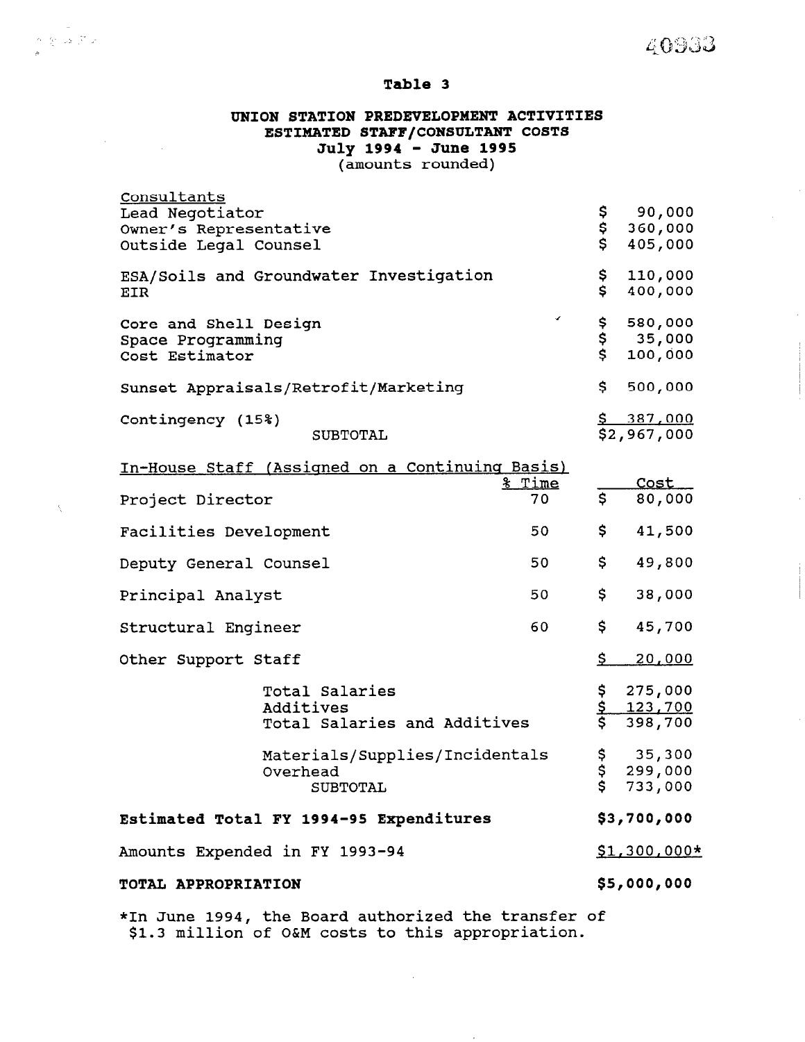**Table 3**

**UNION STATION PREDEVELOPMENT ACTIVITIES**
**ESTIMATED STAFF/CONSULTANT COSTS**
**July 1994 - June 1995**
(amounts rounded)

| | | |
|---|---|---|
| Consultants | | |
| Lead Negotiator | | $ 90,000 |
| Owner's Representative | | $ 360,000 |
| Outside Legal Counsel | | $ 405,000 |
| ESA/Soils and Groundwater Investigation | | $ 110,000 |
| EIR | | $ 400,000 |
| Core and Shell Design | | $ 580,000 |
| Space Programming | | $ 35,000 |
| Cost Estimator | | $ 100,000 |
| Sunset Appraisals/Retrofit/Marketing | | $ 500,000 |
| Contingency (15%) | | $ 387,000 |
| SUBTOTAL | | $2,967,000 |
| In-House Staff (Assigned on a Continuing Basis) | % Time | Cost |
| Project Director | 70 | $ 80,000 |
| Facilities Development | 50 | $ 41,500 |
| Deputy General Counsel | 50 | $ 49,800 |
| Principal Analyst | 50 | $ 38,000 |
| Structural Engineer | 60 | $ 45,700 |
| Other Support Staff | | $ 20,000 |
| Total Salaries | | $ 275,000 |
| Additives | | $ 123,700 |
| Total Salaries and Additives | | $ 398,700 |
| Materials/Supplies/Incidentals | | $ 35,300 |
| Overhead | | $ 299,000 |
| SUBTOTAL | | $ 733,000 |
| **Estimated Total FY 1994-95 Expenditures** | | **$3,700,000** |
| Amounts Expended in FY 1993-94 | | $1,300,000* |
| **TOTAL APPROPRIATION** | | **$5,000,000** |

*In June 1994, the Board authorized the transfer of $1.3 million of O&M costs to this appropriation.